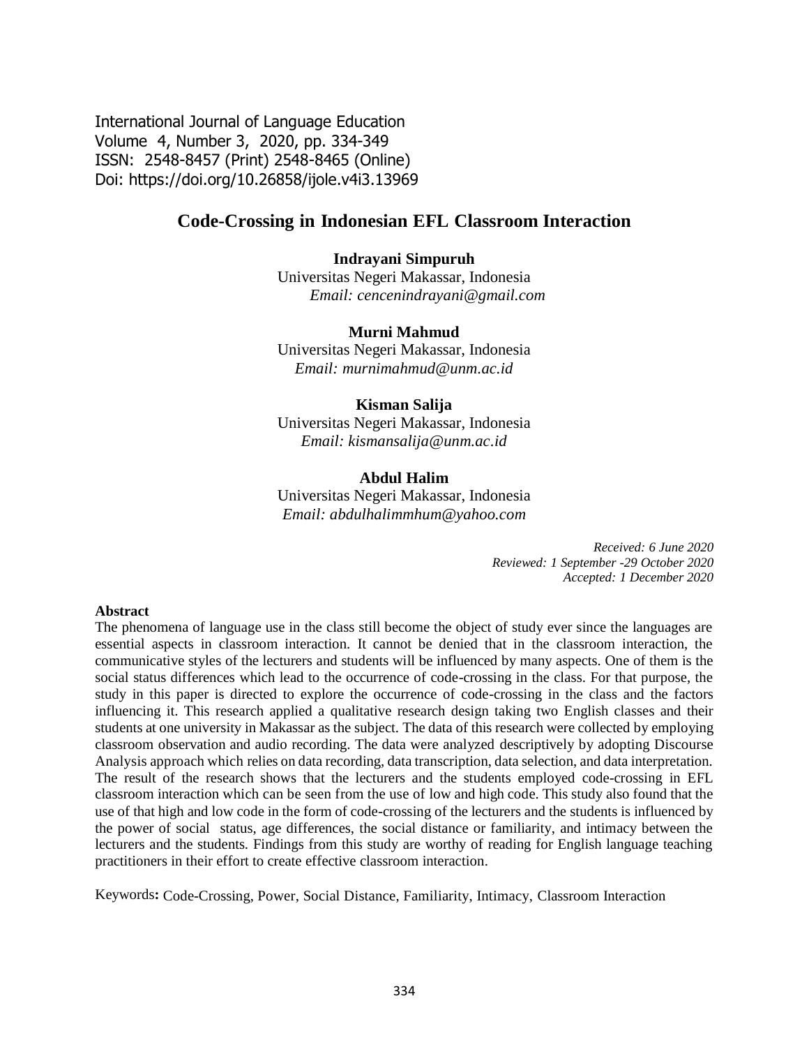International Journal of Language Education
Volume 4, Number 3, 2020, pp. 334-349
ISSN: 2548-8457 (Print) 2548-8465 (Online)
Doi: https://doi.org/10.26858/ijole.v4i3.13969

# Code-Crossing in Indonesian EFL Classroom Interaction

**Indrayani Simpuruh**
Universitas Negeri Makassar, Indonesia
*Email: cencenindrayani@gmail.com*

**Murni Mahmud**
Universitas Negeri Makassar, Indonesia
*Email: murnimahmud@unm.ac.id*

**Kisman Salija**
Universitas Negeri Makassar, Indonesia
*Email: kismansalija@unm.ac.id*

**Abdul Halim**
Universitas Negeri Makassar, Indonesia
*Email: abdulhalimmhum@yahoo.com*

*Received: 6 June 2020*
*Reviewed: 1 September -29 October 2020*
*Accepted: 1 December 2020*

**Abstract**

The phenomena of language use in the class still become the object of study ever since the languages are essential aspects in classroom interaction. It cannot be denied that in the classroom interaction, the communicative styles of the lecturers and students will be influenced by many aspects. One of them is the social status differences which lead to the occurrence of code-crossing in the class. For that purpose, the study in this paper is directed to explore the occurrence of code-crossing in the class and the factors influencing it. This research applied a qualitative research design taking two English classes and their students at one university in Makassar as the subject. The data of this research were collected by employing classroom observation and audio recording. The data were analyzed descriptively by adopting Discourse Analysis approach which relies on data recording, data transcription, data selection, and data interpretation. The result of the research shows that the lecturers and the students employed code-crossing in EFL classroom interaction which can be seen from the use of low and high code. This study also found that the use of that high and low code in the form of code-crossing of the lecturers and the students is influenced by the power of social status, age differences, the social distance or familiarity, and intimacy between the lecturers and the students. Findings from this study are worthy of reading for English language teaching practitioners in their effort to create effective classroom interaction.

Keywords**:** Code-Crossing, Power, Social Distance, Familiarity, Intimacy, Classroom Interaction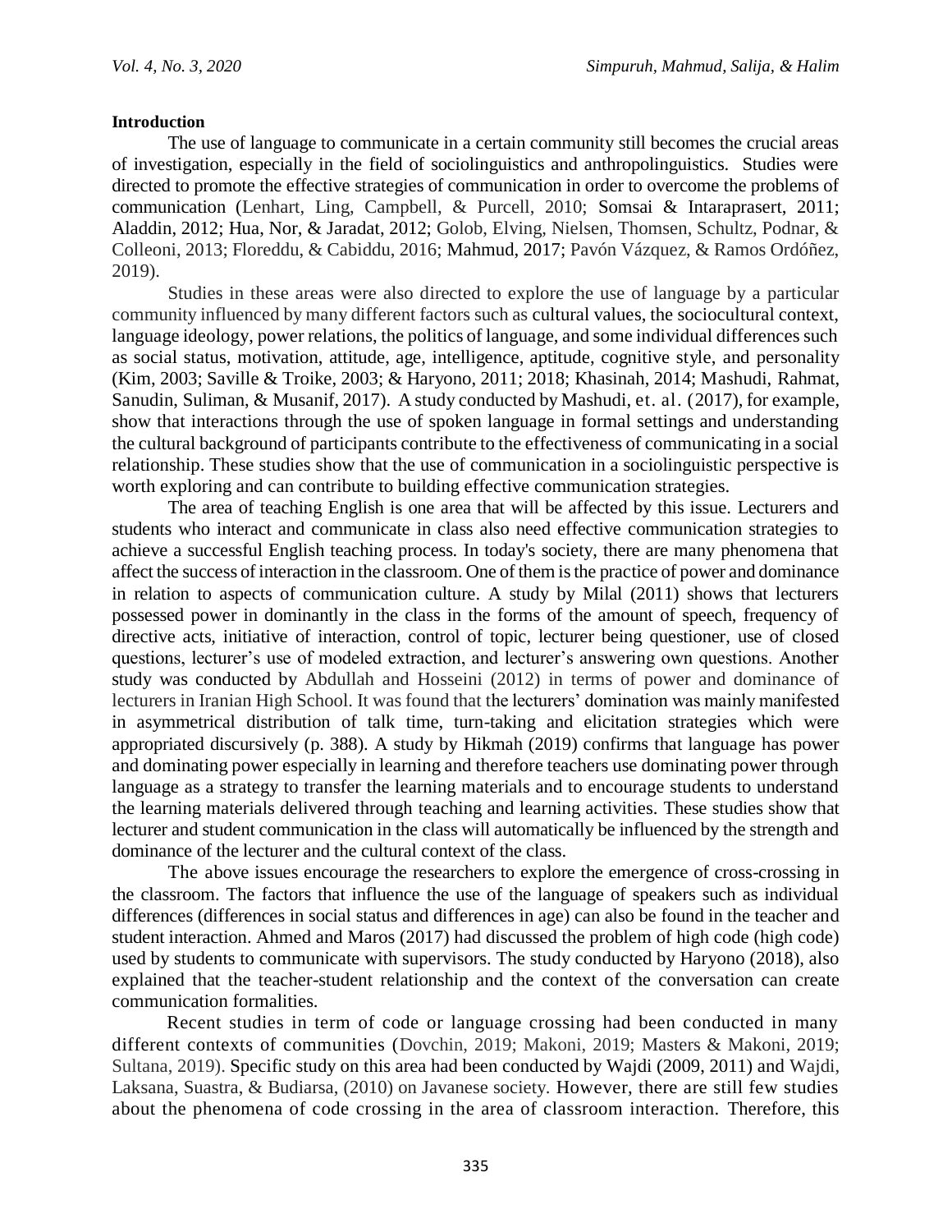**Introduction**

The use of language to communicate in a certain community still becomes the crucial areas of investigation, especially in the field of sociolinguistics and anthropolinguistics. Studies were directed to promote the effective strategies of communication in order to overcome the problems of communication (Lenhart, Ling, Campbell, & Purcell, 2010; Somsai & Intaraprasert, 2011; Aladdin, 2012; Hua, Nor, & Jaradat, 2012; Golob, Elving, Nielsen, Thomsen, Schultz, Podnar, & Colleoni, 2013; Floreddu, & Cabiddu, 2016; Mahmud, 2017; Pavón Vázquez, & Ramos Ordóñez, 2019).

Studies in these areas were also directed to explore the use of language by a particular community influenced by many different factors such as cultural values, the sociocultural context, language ideology, power relations, the politics of language, and some individual differences such as social status, motivation, attitude, age, intelligence, aptitude, cognitive style, and personality (Kim, 2003; Saville & Troike, 2003; & Haryono, 2011; 2018; Khasinah, 2014; Mashudi, Rahmat, Sanudin, Suliman, & Musanif, 2017). A study conducted by Mashudi, et. al. (2017), for example, show that interactions through the use of spoken language in formal settings and understanding the cultural background of participants contribute to the effectiveness of communicating in a social relationship. These studies show that the use of communication in a sociolinguistic perspective is worth exploring and can contribute to building effective communication strategies.

The area of teaching English is one area that will be affected by this issue. Lecturers and students who interact and communicate in class also need effective communication strategies to achieve a successful English teaching process. In today's society, there are many phenomena that affect the success of interaction in the classroom. One of them is the practice of power and dominance in relation to aspects of communication culture. A study by Milal (2011) shows that lecturers possessed power in dominantly in the class in the forms of the amount of speech, frequency of directive acts, initiative of interaction, control of topic, lecturer being questioner, use of closed questions, lecturer's use of modeled extraction, and lecturer's answering own questions. Another study was conducted by Abdullah and Hosseini (2012) in terms of power and dominance of lecturers in Iranian High School. It was found that the lecturers' domination was mainly manifested in asymmetrical distribution of talk time, turn-taking and elicitation strategies which were appropriated discursively (p. 388). A study by Hikmah (2019) confirms that language has power and dominating power especially in learning and therefore teachers use dominating power through language as a strategy to transfer the learning materials and to encourage students to understand the learning materials delivered through teaching and learning activities. These studies show that lecturer and student communication in the class will automatically be influenced by the strength and dominance of the lecturer and the cultural context of the class.

The above issues encourage the researchers to explore the emergence of cross-crossing in the classroom. The factors that influence the use of the language of speakers such as individual differences (differences in social status and differences in age) can also be found in the teacher and student interaction. Ahmed and Maros (2017) had discussed the problem of high code (high code) used by students to communicate with supervisors. The study conducted by Haryono (2018), also explained that the teacher-student relationship and the context of the conversation can create communication formalities.

Recent studies in term of code or language crossing had been conducted in many different contexts of communities (Dovchin, 2019; Makoni, 2019; Masters & Makoni, 2019; Sultana, 2019). Specific study on this area had been conducted by Wajdi (2009, 2011) and Wajdi, Laksana, Suastra, & Budiarsa, (2010) on Javanese society. However, there are still few studies about the phenomena of code crossing in the area of classroom interaction. Therefore, this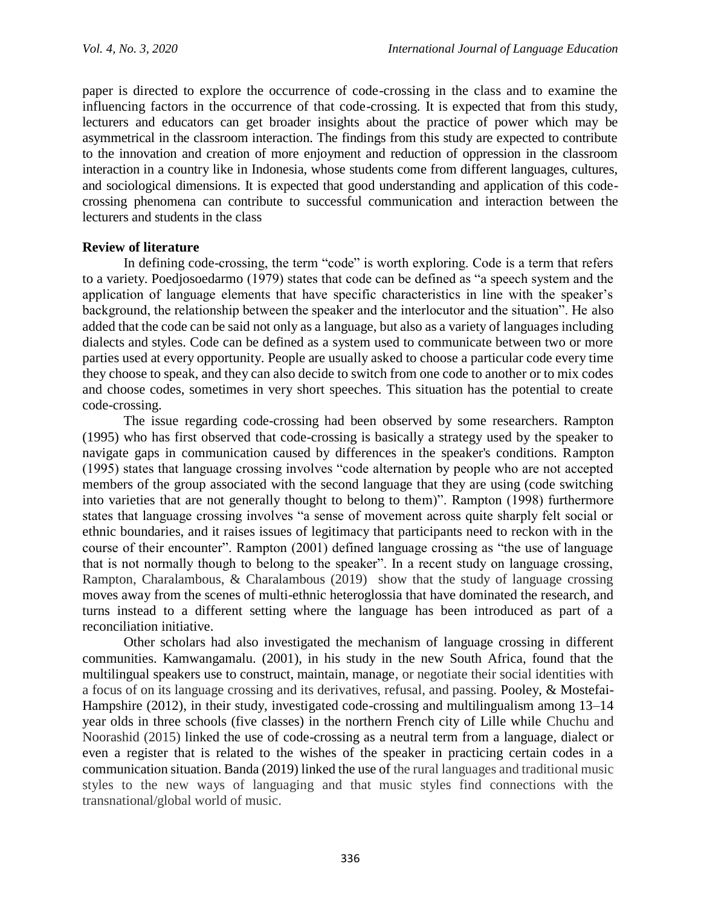paper is directed to explore the occurrence of code-crossing in the class and to examine the influencing factors in the occurrence of that code-crossing. It is expected that from this study, lecturers and educators can get broader insights about the practice of power which may be asymmetrical in the classroom interaction. The findings from this study are expected to contribute to the innovation and creation of more enjoyment and reduction of oppression in the classroom interaction in a country like in Indonesia, whose students come from different languages, cultures, and sociological dimensions. It is expected that good understanding and application of this code-crossing phenomena can contribute to successful communication and interaction between the lecturers and students in the class

**Review of literature**

In defining code-crossing, the term "code" is worth exploring. Code is a term that refers to a variety. Poedjosoedarmo (1979) states that code can be defined as "a speech system and the application of language elements that have specific characteristics in line with the speaker's background, the relationship between the speaker and the interlocutor and the situation". He also added that the code can be said not only as a language, but also as a variety of languages including dialects and styles. Code can be defined as a system used to communicate between two or more parties used at every opportunity. People are usually asked to choose a particular code every time they choose to speak, and they can also decide to switch from one code to another or to mix codes and choose codes, sometimes in very short speeches. This situation has the potential to create code-crossing.

The issue regarding code-crossing had been observed by some researchers. Rampton (1995) who has first observed that code-crossing is basically a strategy used by the speaker to navigate gaps in communication caused by differences in the speaker's conditions. Rampton (1995) states that language crossing involves "code alternation by people who are not accepted members of the group associated with the second language that they are using (code switching into varieties that are not generally thought to belong to them)". Rampton (1998) furthermore states that language crossing involves "a sense of movement across quite sharply felt social or ethnic boundaries, and it raises issues of legitimacy that participants need to reckon with in the course of their encounter". Rampton (2001) defined language crossing as "the use of language that is not normally though to belong to the speaker". In a recent study on language crossing, Rampton, Charalambous, & Charalambous (2019) show that the study of language crossing moves away from the scenes of multi-ethnic heteroglossia that have dominated the research, and turns instead to a different setting where the language has been introduced as part of a reconciliation initiative.

Other scholars had also investigated the mechanism of language crossing in different communities. Kamwangamalu. (2001), in his study in the new South Africa, found that the multilingual speakers use to construct, maintain, manage, or negotiate their social identities with a focus of on its language crossing and its derivatives, refusal, and passing. Pooley, & Mostefai-Hampshire (2012), in their study, investigated code-crossing and multilingualism among 13–14 year olds in three schools (five classes) in the northern French city of Lille while Chuchu and Noorashid (2015) linked the use of code-crossing as a neutral term from a language, dialect or even a register that is related to the wishes of the speaker in practicing certain codes in a communication situation. Banda (2019) linked the use of the rural languages and traditional music styles to the new ways of languaging and that music styles find connections with the transnational/global world of music.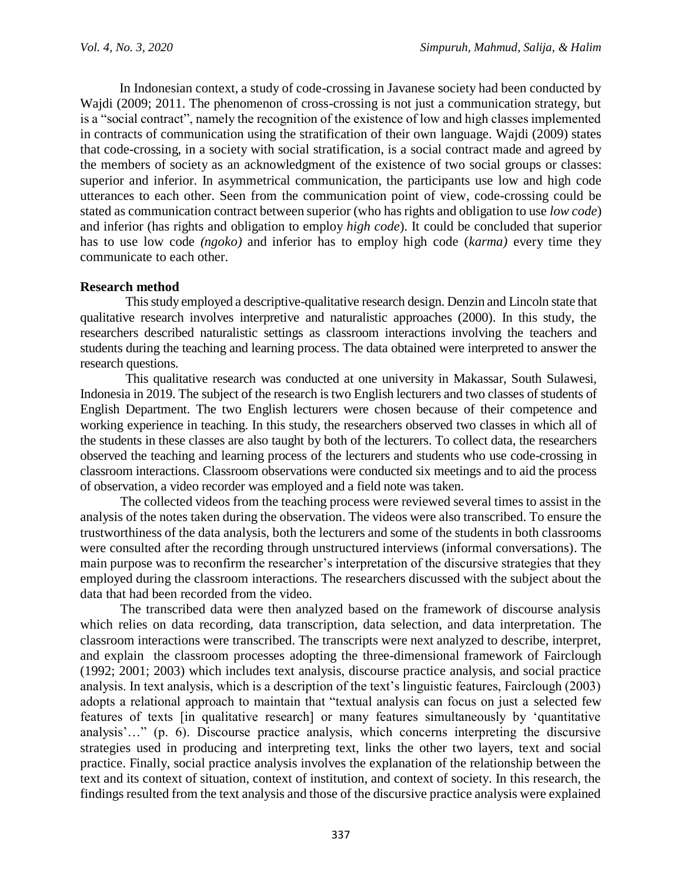In Indonesian context, a study of code-crossing in Javanese society had been conducted by Wajdi (2009; 2011. The phenomenon of cross-crossing is not just a communication strategy, but is a "social contract", namely the recognition of the existence of low and high classes implemented in contracts of communication using the stratification of their own language. Wajdi (2009) states that code-crossing, in a society with social stratification, is a social contract made and agreed by the members of society as an acknowledgment of the existence of two social groups or classes: superior and inferior. In asymmetrical communication, the participants use low and high code utterances to each other. Seen from the communication point of view, code-crossing could be stated as communication contract between superior (who has rights and obligation to use *low code*) and inferior (has rights and obligation to employ *high code*). It could be concluded that superior has to use low code *(ngoko)* and inferior has to employ high code (*karma)* every time they communicate to each other.

**Research method**

This study employed a descriptive-qualitative research design. Denzin and Lincoln state that qualitative research involves interpretive and naturalistic approaches (2000). In this study, the researchers described naturalistic settings as classroom interactions involving the teachers and students during the teaching and learning process. The data obtained were interpreted to answer the research questions.

This qualitative research was conducted at one university in Makassar, South Sulawesi, Indonesia in 2019. The subject of the research is two English lecturers and two classes of students of English Department. The two English lecturers were chosen because of their competence and working experience in teaching. In this study, the researchers observed two classes in which all of the students in these classes are also taught by both of the lecturers. To collect data, the researchers observed the teaching and learning process of the lecturers and students who use code-crossing in classroom interactions. Classroom observations were conducted six meetings and to aid the process of observation, a video recorder was employed and a field note was taken.

The collected videos from the teaching process were reviewed several times to assist in the analysis of the notes taken during the observation. The videos were also transcribed. To ensure the trustworthiness of the data analysis, both the lecturers and some of the students in both classrooms were consulted after the recording through unstructured interviews (informal conversations). The main purpose was to reconfirm the researcher's interpretation of the discursive strategies that they employed during the classroom interactions. The researchers discussed with the subject about the data that had been recorded from the video.

The transcribed data were then analyzed based on the framework of discourse analysis which relies on data recording, data transcription, data selection, and data interpretation. The classroom interactions were transcribed. The transcripts were next analyzed to describe, interpret, and explain the classroom processes adopting the three-dimensional framework of Fairclough (1992; 2001; 2003) which includes text analysis, discourse practice analysis, and social practice analysis. In text analysis, which is a description of the text's linguistic features, Fairclough (2003) adopts a relational approach to maintain that "textual analysis can focus on just a selected few features of texts [in qualitative research] or many features simultaneously by 'quantitative analysis'…" (p. 6). Discourse practice analysis, which concerns interpreting the discursive strategies used in producing and interpreting text, links the other two layers, text and social practice. Finally, social practice analysis involves the explanation of the relationship between the text and its context of situation, context of institution, and context of society. In this research, the findings resulted from the text analysis and those of the discursive practice analysis were explained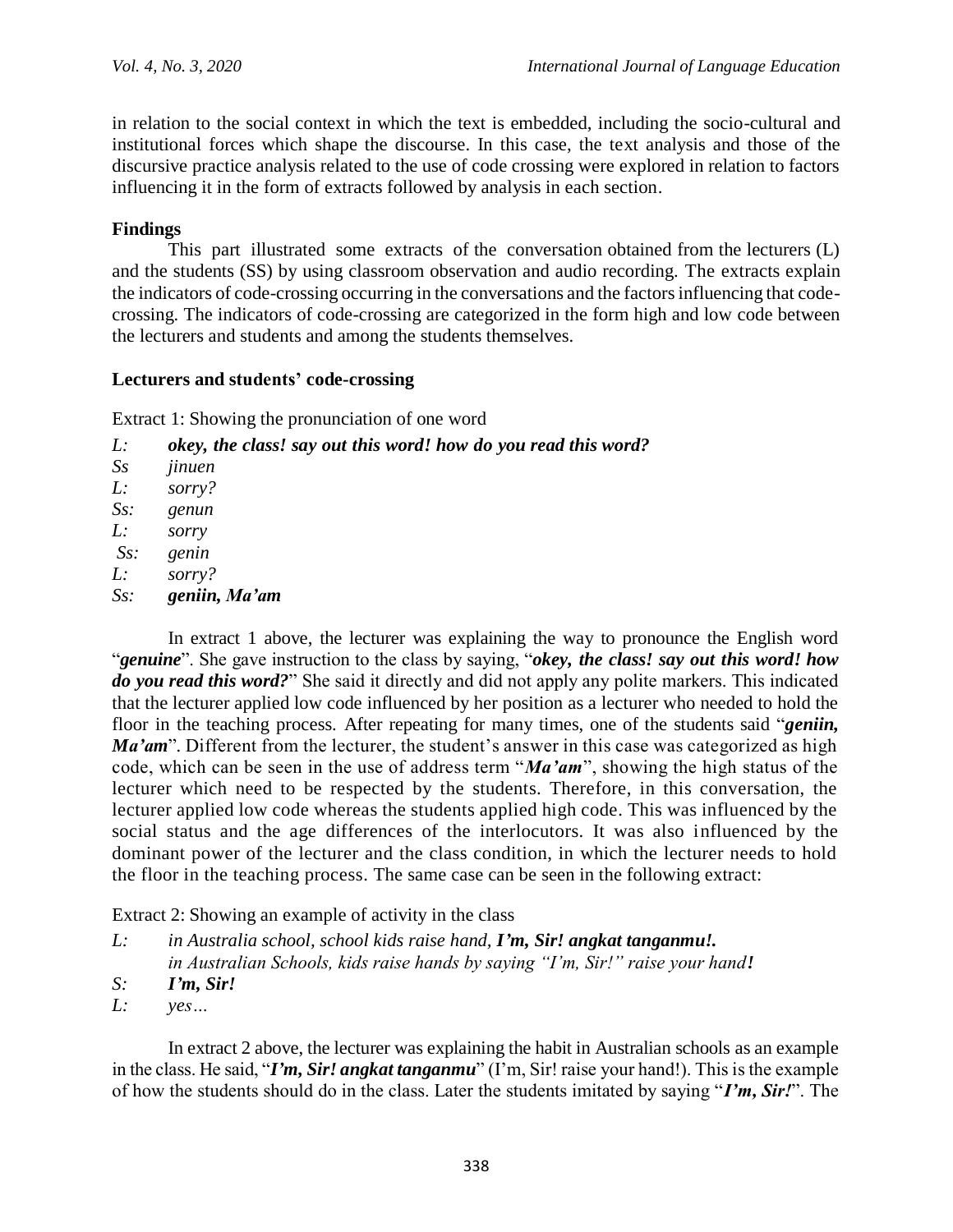in relation to the social context in which the text is embedded, including the socio-cultural and institutional forces which shape the discourse. In this case, the text analysis and those of the discursive practice analysis related to the use of code crossing were explored in relation to factors influencing it in the form of extracts followed by analysis in each section.

## Findings

This part illustrated some extracts of the conversation obtained from the lecturers (L) and the students (SS) by using classroom observation and audio recording. The extracts explain the indicators of code-crossing occurring in the conversations and the factors influencing that code-crossing. The indicators of code-crossing are categorized in the form high and low code between the lecturers and students and among the students themselves.

### Lecturers and students' code-crossing

Extract 1: Showing the pronunciation of one word

*L:* ***okey, the class! say out this word! how do you read this word?***
*Ss* *jinuen*
*L:* *sorry?*
*Ss:* *genun*
*L:* *sorry*
*Ss:* *genin*
*L:* *sorry?*
*Ss:* ***geniin, Ma'am***

In extract 1 above, the lecturer was explaining the way to pronounce the English word "***genuine***". She gave instruction to the class by saying, "***okey, the class! say out this word! how do you read this word?***" She said it directly and did not apply any polite markers. This indicated that the lecturer applied low code influenced by her position as a lecturer who needed to hold the floor in the teaching process. After repeating for many times, one of the students said "***geniin, Ma'am***". Different from the lecturer, the student's answer in this case was categorized as high code, which can be seen in the use of address term "***Ma'am***", showing the high status of the lecturer which need to be respected by the students. Therefore, in this conversation, the lecturer applied low code whereas the students applied high code. This was influenced by the social status and the age differences of the interlocutors. It was also influenced by the dominant power of the lecturer and the class condition, in which the lecturer needs to hold the floor in the teaching process. The same case can be seen in the following extract:

Extract 2: Showing an example of activity in the class

*L:* *in Australia school, school kids raise hand,* ***I'm, Sir! angkat tanganmu!.***
*in Australian Schools, kids raise hands by saying "I'm, Sir!" raise your hand**!***
*S:* ***I'm, Sir!***
*L:* *yes…*

In extract 2 above, the lecturer was explaining the habit in Australian schools as an example in the class. He said, "***I'm, Sir! angkat tanganmu***" (I'm, Sir! raise your hand!). This is the example of how the students should do in the class. Later the students imitated by saying "***I'm, Sir!***". The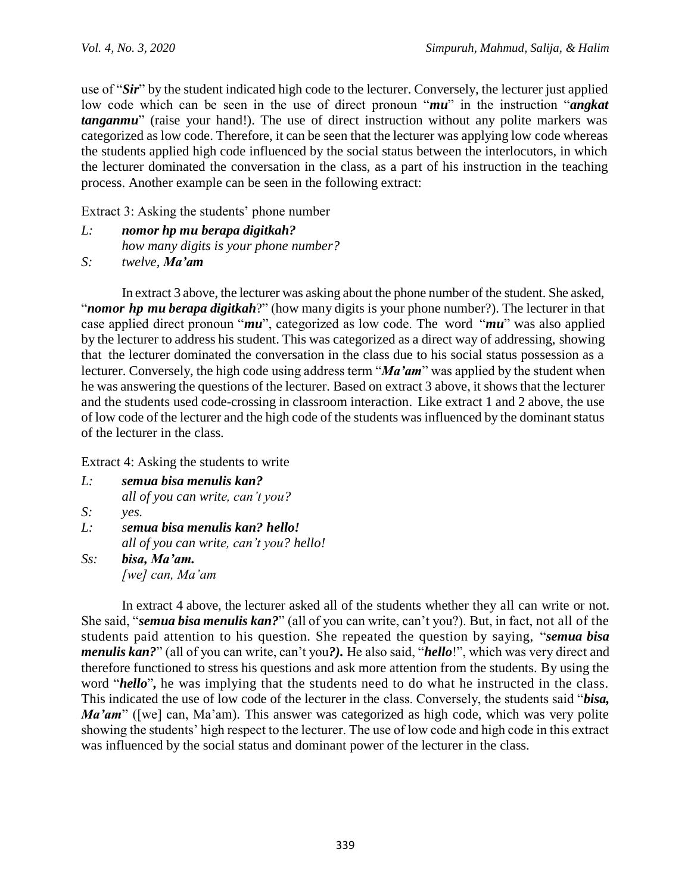use of "***Sir***" by the student indicated high code to the lecturer. Conversely, the lecturer just applied low code which can be seen in the use of direct pronoun "***mu***" in the instruction "***angkat tanganmu***" (raise your hand!). The use of direct instruction without any polite markers was categorized as low code. Therefore, it can be seen that the lecturer was applying low code whereas the students applied high code influenced by the social status between the interlocutors, in which the lecturer dominated the conversation in the class, as a part of his instruction in the teaching process. Another example can be seen in the following extract:

Extract 3: Asking the students' phone number

*L:* ***nomor hp mu berapa digitkah?***
*how many digits is your phone number?*
*S:* *twelve,* ***Ma'am***

In extract 3 above, the lecturer was asking about the phone number of the student. She asked, "***nomor hp mu berapa digitkah***?" (how many digits is your phone number?). The lecturer in that case applied direct pronoun "***mu***", categorized as low code. The word "***mu***" was also applied by the lecturer to address his student. This was categorized as a direct way of addressing, showing that the lecturer dominated the conversation in the class due to his social status possession as a lecturer. Conversely, the high code using address term "***Ma'am***" was applied by the student when he was answering the questions of the lecturer. Based on extract 3 above, it shows that the lecturer and the students used code-crossing in classroom interaction. Like extract 1 and 2 above, the use of low code of the lecturer and the high code of the students was influenced by the dominant status of the lecturer in the class.

Extract 4: Asking the students to write

*L:* ***semua bisa menulis kan?***
*all of you can write, can't you?*
*S:* *yes.*
*L:* ***semua bisa menulis kan? hello!***
*all of you can write, can't you? hello!*
*Ss:* ***bisa, Ma'am.***
*[we] can, Ma'am*

In extract 4 above, the lecturer asked all of the students whether they all can write or not. She said, "***semua bisa menulis kan?***" (all of you can write, can't you?). But, in fact, not all of the students paid attention to his question. She repeated the question by saying, "***semua bisa menulis kan?***" (all of you can write, can't you***?).*** He also said, "***hello***!", which was very direct and therefore functioned to stress his questions and ask more attention from the students. By using the word "***hello***"***,*** he was implying that the students need to do what he instructed in the class. This indicated the use of low code of the lecturer in the class. Conversely, the students said "***bisa, Ma'am***" ([we] can, Ma'am). This answer was categorized as high code, which was very polite showing the students' high respect to the lecturer. The use of low code and high code in this extract was influenced by the social status and dominant power of the lecturer in the class.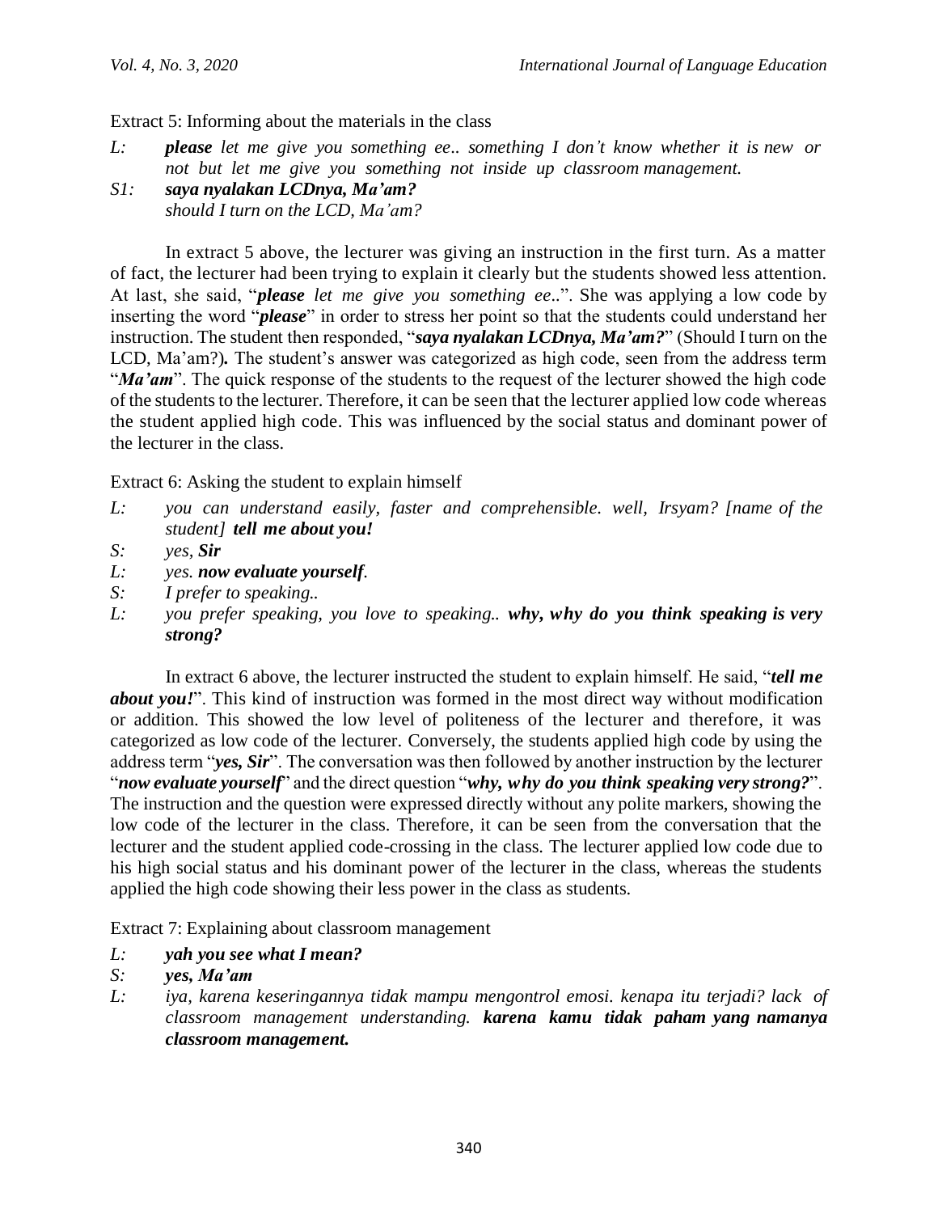Extract 5: Informing about the materials in the class

*L:* ***please*** *let me give you something ee.. something I don't know whether it is new or not but let me give you something not inside up classroom management.*
*S1:* ***saya nyalakan LCDnya, Ma'am?***
*should I turn on the LCD, Ma'am?*

In extract 5 above, the lecturer was giving an instruction in the first turn. As a matter of fact, the lecturer had been trying to explain it clearly but the students showed less attention. At last, she said, "***please*** *let me give you something ee..*". She was applying a low code by inserting the word "***please***" in order to stress her point so that the students could understand her instruction. The student then responded, "***saya nyalakan LCDnya, Ma'am?***" (Should I turn on the LCD, Ma'am?)**.** The student's answer was categorized as high code, seen from the address term "***Ma'am***". The quick response of the students to the request of the lecturer showed the high code of the students to the lecturer. Therefore, it can be seen that the lecturer applied low code whereas the student applied high code. This was influenced by the social status and dominant power of the lecturer in the class.

Extract 6: Asking the student to explain himself

*L:* *you can understand easily, faster and comprehensible. well, Irsyam? [name of the student]* ***tell me about you!***
*S:* *yes,* ***Sir***
*L:* *yes.* ***now evaluate yourself****.*
*S:* *I prefer to speaking..*
*L:* *you prefer speaking, you love to speaking..* ***why, why do you think speaking is very strong?***

In extract 6 above, the lecturer instructed the student to explain himself. He said, "***tell me about you!***". This kind of instruction was formed in the most direct way without modification or addition. This showed the low level of politeness of the lecturer and therefore, it was categorized as low code of the lecturer. Conversely, the students applied high code by using the address term "***yes, Sir***". The conversation was then followed by another instruction by the lecturer "***now evaluate yourself***" and the direct question "***why, why do you think speaking very strong?***". The instruction and the question were expressed directly without any polite markers, showing the low code of the lecturer in the class. Therefore, it can be seen from the conversation that the lecturer and the student applied code-crossing in the class. The lecturer applied low code due to his high social status and his dominant power of the lecturer in the class, whereas the students applied the high code showing their less power in the class as students.

Extract 7: Explaining about classroom management

*L:* ***yah you see what I mean?***
*S:* ***yes, Ma'am***
*L:* *iya, karena keseringannya tidak mampu mengontrol emosi. kenapa itu terjadi? lack of classroom management understanding.* ***karena kamu tidak paham yang namanya classroom management.***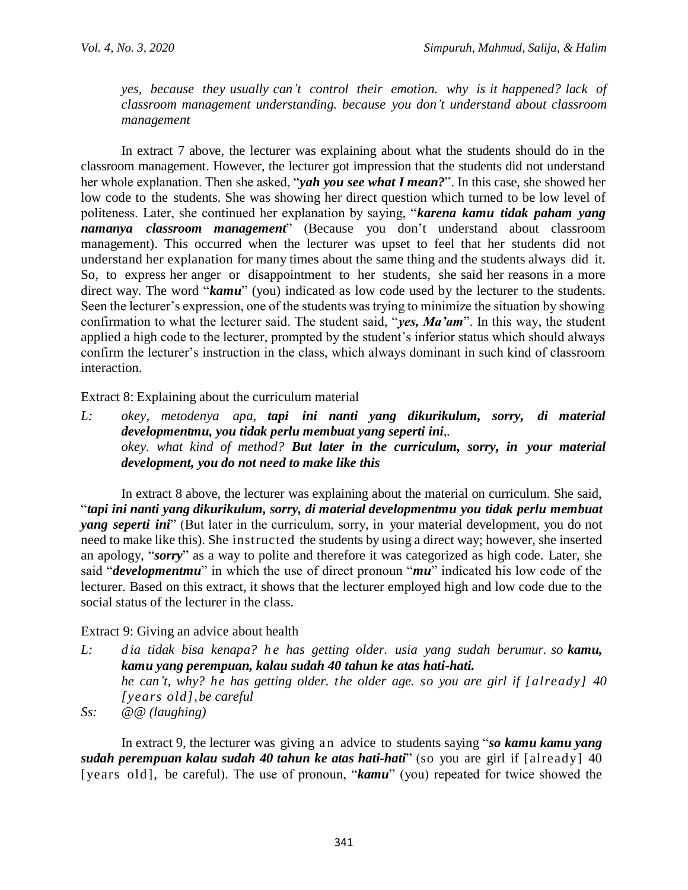*yes, because they usually can't control their emotion. why is it happened? lack of classroom management understanding. because you don't understand about classroom management*

In extract 7 above, the lecturer was explaining about what the students should do in the classroom management. However, the lecturer got impression that the students did not understand her whole explanation. Then she asked, "***yah you see what I mean?***". In this case, she showed her low code to the students. She was showing her direct question which turned to be low level of politeness. Later, she continued her explanation by saying, "***karena kamu tidak paham yang namanya classroom management***" (Because you don't understand about classroom management). This occurred when the lecturer was upset to feel that her students did not understand her explanation for many times about the same thing and the students always did it. So, to express her anger or disappointment to her students, she said her reasons in a more direct way. The word "***kamu***" (you) indicated as low code used by the lecturer to the students. Seen the lecturer's expression, one of the students was trying to minimize the situation by showing confirmation to what the lecturer said. The student said, "***yes, Ma'am***". In this way, the student applied a high code to the lecturer, prompted by the student's inferior status which should always confirm the lecturer's instruction in the class, which always dominant in such kind of classroom interaction.

Extract 8: Explaining about the curriculum material

L: *okey, metodenya apa,* ***tapi ini nanti yang dikurikulum, sorry, di material developmentmu, you tidak perlu membuat yang seperti ini***,.
*okey. what kind of method?* ***But later in the curriculum, sorry, in your material development, you do not need to make like this***

In extract 8 above, the lecturer was explaining about the material on curriculum. She said, "***tapi ini nanti yang dikurikulum, sorry, di material developmentmu you tidak perlu membuat yang seperti ini***" (But later in the curriculum, sorry, in your material development, you do not need to make like this). She instructed the students by using a direct way; however, she inserted an apology, "***sorry***" as a way to polite and therefore it was categorized as high code. Later, she said "***developmentmu***" in which the use of direct pronoun "***mu***" indicated his low code of the lecturer. Based on this extract, it shows that the lecturer employed high and low code due to the social status of the lecturer in the class.

Extract 9: Giving an advice about health

L: *dia tidak bisa kenapa? he has getting older. usia yang sudah berumur. so* ***kamu, kamu yang perempuan, kalau sudah 40 tahun ke atas hati-hati.***
*he can't, why? he has getting older. the older age. so you are girl if [already] 40 [years old], be careful*

Ss: *@@ (laughing)*

In extract 9, the lecturer was giving an advice to students saying "***so kamu kamu yang sudah perempuan kalau sudah 40 tahun ke atas hati-hati***" (so you are girl if [already] 40 [years old], be careful). The use of pronoun, "***kamu***" (you) repeated for twice showed the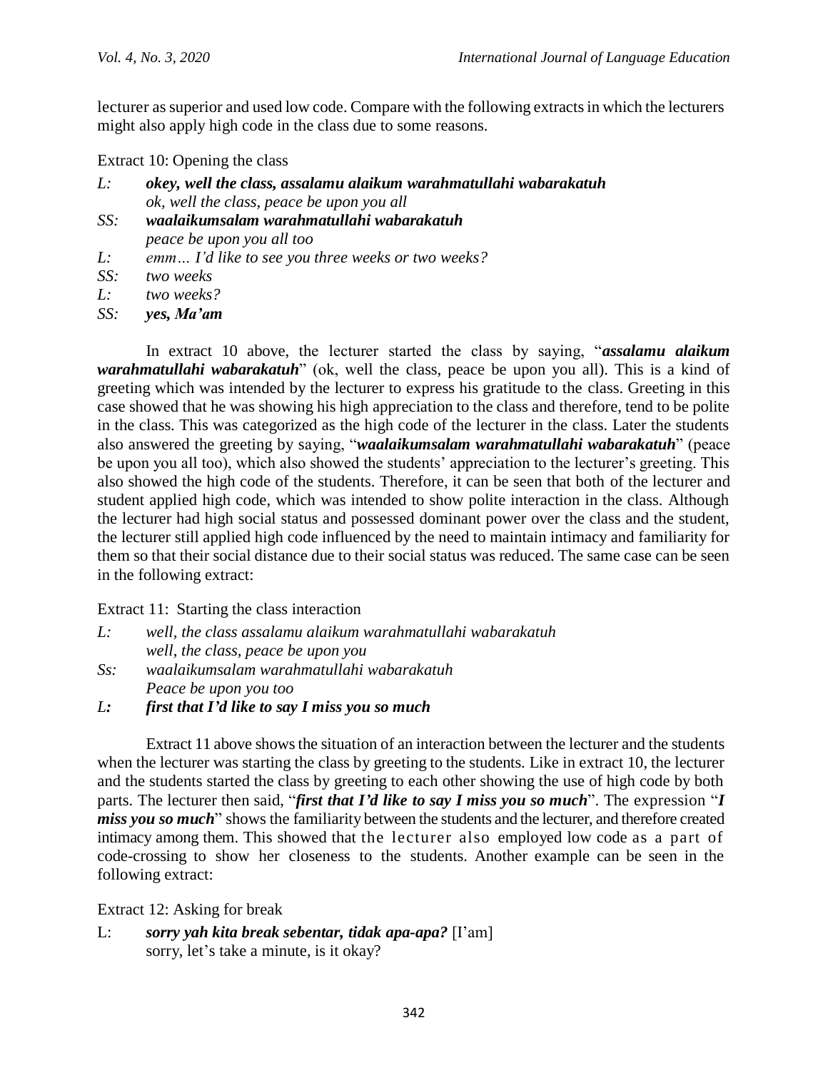lecturer as superior and used low code. Compare with the following extracts in which the lecturers might also apply high code in the class due to some reasons.

Extract 10: Opening the class

*L:* ***okey, well the class, assalamu alaikum warahmatullahi wabarakatuh***
*ok, well the class, peace be upon you all*
*SS:* ***waalaikumsalam warahmatullahi wabarakatuh***
*peace be upon you all too*
*L:* *emm… I'd like to see you three weeks or two weeks?*
*SS:* *two weeks*
*L:* *two weeks?*
*SS:* ***yes, Ma'am***

In extract 10 above, the lecturer started the class by saying, "***assalamu alaikum warahmatullahi wabarakatuh***" (ok, well the class, peace be upon you all). This is a kind of greeting which was intended by the lecturer to express his gratitude to the class. Greeting in this case showed that he was showing his high appreciation to the class and therefore, tend to be polite in the class. This was categorized as the high code of the lecturer in the class. Later the students also answered the greeting by saying, "***waalaikumsalam warahmatullahi wabarakatuh***" (peace be upon you all too), which also showed the students' appreciation to the lecturer's greeting. This also showed the high code of the students. Therefore, it can be seen that both of the lecturer and student applied high code, which was intended to show polite interaction in the class. Although the lecturer had high social status and possessed dominant power over the class and the student, the lecturer still applied high code influenced by the need to maintain intimacy and familiarity for them so that their social distance due to their social status was reduced. The same case can be seen in the following extract:

Extract 11: Starting the class interaction

*L:* *well, the class assalamu alaikum warahmatullahi wabarakatuh*
*well, the class, peace be upon you*
*Ss:* *waalaikumsalam warahmatullahi wabarakatuh*
*Peace be upon you too*
***L:*** ***first that I'd like to say I miss you so much***

Extract 11 above shows the situation of an interaction between the lecturer and the students when the lecturer was starting the class by greeting to the students. Like in extract 10, the lecturer and the students started the class by greeting to each other showing the use of high code by both parts. The lecturer then said, "***first that I'd like to say I miss you so much***". The expression "***I miss you so much***" shows the familiarity between the students and the lecturer, and therefore created intimacy among them. This showed that the lecturer also employed low code as a part of code-crossing to show her closeness to the students. Another example can be seen in the following extract:

Extract 12: Asking for break

L: ***sorry yah kita break sebentar, tidak apa-apa?*** [I'am]
sorry, let's take a minute, is it okay?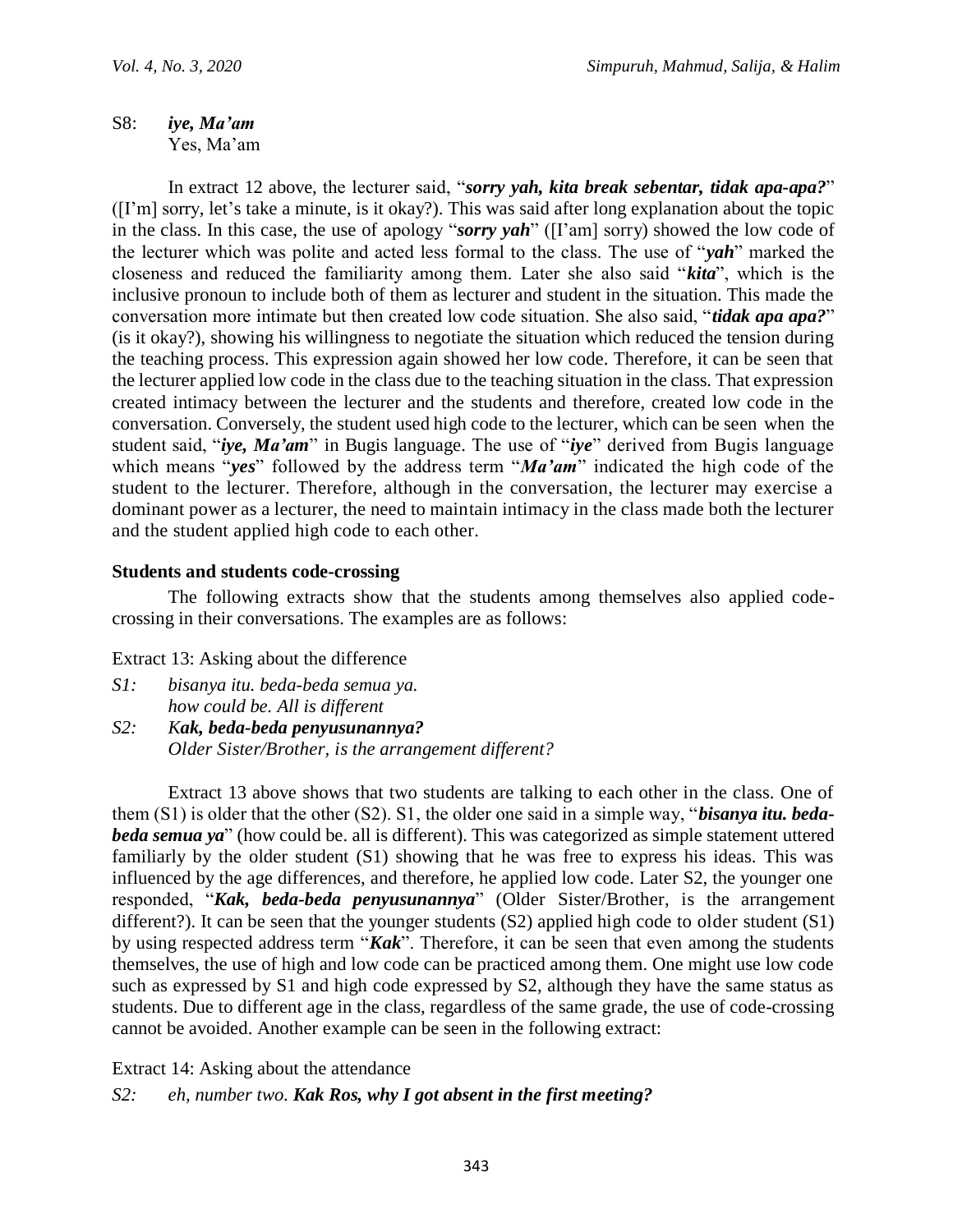S8: ***iye, Ma'am***
Yes, Ma'am

In extract 12 above, the lecturer said, "***sorry yah, kita break sebentar, tidak apa-apa?***" ([I'm] sorry, let's take a minute, is it okay?). This was said after long explanation about the topic in the class. In this case, the use of apology "***sorry yah***" ([I'am] sorry) showed the low code of the lecturer which was polite and acted less formal to the class. The use of "***yah***" marked the closeness and reduced the familiarity among them. Later she also said "***kita***", which is the inclusive pronoun to include both of them as lecturer and student in the situation. This made the conversation more intimate but then created low code situation. She also said, "***tidak apa apa?***" (is it okay?), showing his willingness to negotiate the situation which reduced the tension during the teaching process. This expression again showed her low code. Therefore, it can be seen that the lecturer applied low code in the class due to the teaching situation in the class. That expression created intimacy between the lecturer and the students and therefore, created low code in the conversation. Conversely, the student used high code to the lecturer, which can be seen when the student said, "***iye, Ma'am***" in Bugis language. The use of "***iye***" derived from Bugis language which means "***yes***" followed by the address term "***Ma'am***" indicated the high code of the student to the lecturer. Therefore, although in the conversation, the lecturer may exercise a dominant power as a lecturer, the need to maintain intimacy in the class made both the lecturer and the student applied high code to each other.

**Students and students code-crossing**

The following extracts show that the students among themselves also applied code-crossing in their conversations. The examples are as follows:

Extract 13: Asking about the difference

*S1: bisanya itu. beda-beda semua ya.*
*how could be. All is different*
*S2: K**ak, beda-beda penyusunannya?***
*Older Sister/Brother, is the arrangement different?*

Extract 13 above shows that two students are talking to each other in the class. One of them (S1) is older that the other (S2). S1, the older one said in a simple way, "***bisanya itu. beda-beda semua ya***" (how could be. all is different). This was categorized as simple statement uttered familiarly by the older student (S1) showing that he was free to express his ideas. This was influenced by the age differences, and therefore, he applied low code. Later S2, the younger one responded, "***Kak, beda-beda penyusunannya***" (Older Sister/Brother, is the arrangement different?). It can be seen that the younger students (S2) applied high code to older student (S1) by using respected address term "***Kak***". Therefore, it can be seen that even among the students themselves, the use of high and low code can be practiced among them. One might use low code such as expressed by S1 and high code expressed by S2, although they have the same status as students. Due to different age in the class, regardless of the same grade, the use of code-crossing cannot be avoided. Another example can be seen in the following extract:

Extract 14: Asking about the attendance

*S2: eh, number two. **Kak Ros, why I got absent in the first meeting?***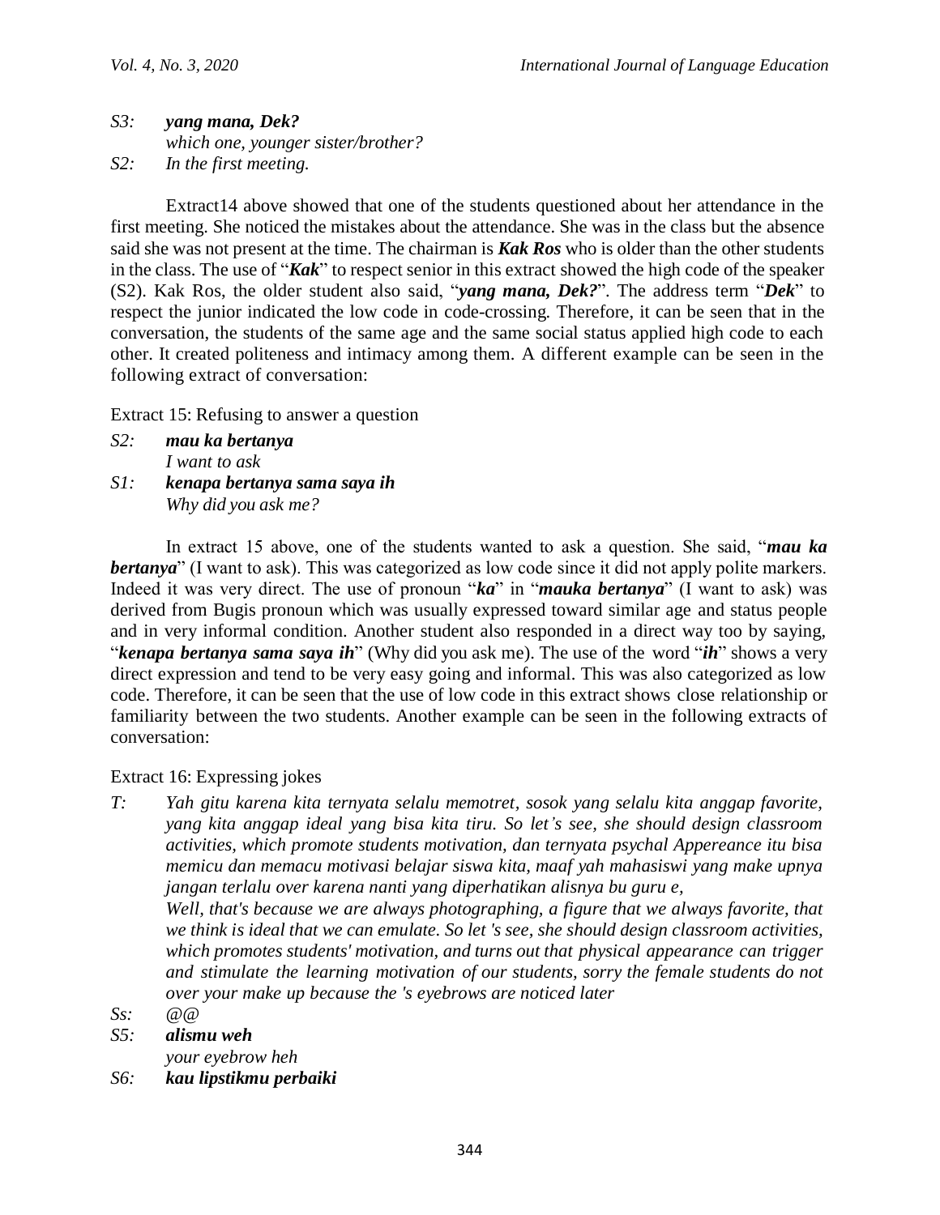S3: ***yang mana, Dek?***
*which one, younger sister/brother?*

S2: *In the first meeting.*

Extract14 above showed that one of the students questioned about her attendance in the first meeting. She noticed the mistakes about the attendance. She was in the class but the absence said she was not present at the time. The chairman is ***Kak Ros*** who is older than the other students in the class. The use of "***Kak***" to respect senior in this extract showed the high code of the speaker (S2). Kak Ros, the older student also said, "***yang mana, Dek?***". The address term "***Dek***" to respect the junior indicated the low code in code-crossing. Therefore, it can be seen that in the conversation, the students of the same age and the same social status applied high code to each other. It created politeness and intimacy among them. A different example can be seen in the following extract of conversation:

Extract 15: Refusing to answer a question

S2: ***mau ka bertanya***
*I want to ask*

S1: ***kenapa bertanya sama saya ih***
*Why did you ask me?*

In extract 15 above, one of the students wanted to ask a question. She said, "***mau ka bertanya***" (I want to ask). This was categorized as low code since it did not apply polite markers. Indeed it was very direct. The use of pronoun "***ka***" in "***mauka bertanya***" (I want to ask) was derived from Bugis pronoun which was usually expressed toward similar age and status people and in very informal condition. Another student also responded in a direct way too by saying, "***kenapa bertanya sama saya ih***" (Why did you ask me). The use of the word "***ih***" shows a very direct expression and tend to be very easy going and informal. This was also categorized as low code. Therefore, it can be seen that the use of low code in this extract shows close relationship or familiarity between the two students. Another example can be seen in the following extracts of conversation:

Extract 16: Expressing jokes

T: *Yah gitu karena kita ternyata selalu memotret, sosok yang selalu kita anggap favorite, yang kita anggap ideal yang bisa kita tiru. So let's see, she should design classroom activities, which promote students motivation, dan ternyata psychal Appereance itu bisa memicu dan memacu motivasi belajar siswa kita, maaf yah mahasiswi yang make upnya jangan terlalu over karena nanti yang diperhatikan alisnya bu guru e,*
*Well, that's because we are always photographing, a figure that we always favorite, that we think is ideal that we can emulate. So let 's see, she should design classroom activities, which promotes students' motivation, and turns out that physical appearance can trigger and stimulate the learning motivation of our students, sorry the female students do not over your make up because the 's eyebrows are noticed later*

Ss: *@@*

S5: ***alismu weh***
*your eyebrow heh*

S6: ***kau lipstikmu perbaiki***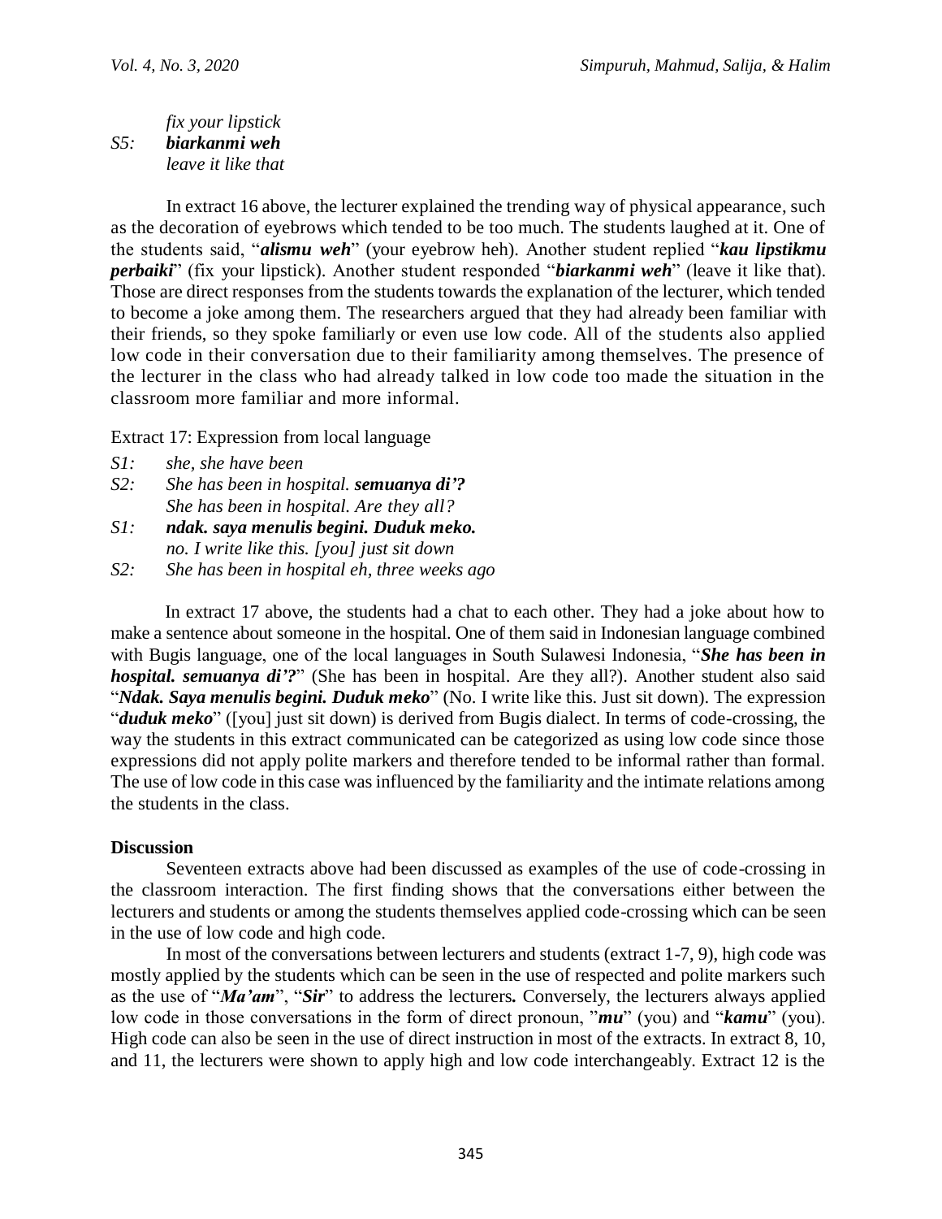*fix your lipstick*

*S5:* ***biarkanmi weh***
*leave it like that*

In extract 16 above, the lecturer explained the trending way of physical appearance, such as the decoration of eyebrows which tended to be too much. The students laughed at it. One of the students said, "***alismu weh***" (your eyebrow heh). Another student replied "***kau lipstikmu perbaiki***" (fix your lipstick). Another student responded "***biarkanmi weh***" (leave it like that). Those are direct responses from the students towards the explanation of the lecturer, which tended to become a joke among them. The researchers argued that they had already been familiar with their friends, so they spoke familiarly or even use low code. All of the students also applied low code in their conversation due to their familiarity among themselves. The presence of the lecturer in the class who had already talked in low code too made the situation in the classroom more familiar and more informal.

Extract 17: Expression from local language

*S1:* *she, she have been*

*S2:* *She has been in hospital.* ***semuanya di'?***
*She has been in hospital. Are they all?*

*S1:* ***ndak. saya menulis begini. Duduk meko.***
*no. I write like this. [you] just sit down*

*S2:* *She has been in hospital eh, three weeks ago*

In extract 17 above, the students had a chat to each other. They had a joke about how to make a sentence about someone in the hospital. One of them said in Indonesian language combined with Bugis language, one of the local languages in South Sulawesi Indonesia, "***She has been in hospital. semuanya di'?***" (She has been in hospital. Are they all?). Another student also said "***Ndak. Saya menulis begini. Duduk meko***" (No. I write like this. Just sit down). The expression "***duduk meko***" ([you] just sit down) is derived from Bugis dialect. In terms of code-crossing, the way the students in this extract communicated can be categorized as using low code since those expressions did not apply polite markers and therefore tended to be informal rather than formal. The use of low code in this case was influenced by the familiarity and the intimate relations among the students in the class.

**Discussion**

Seventeen extracts above had been discussed as examples of the use of code-crossing in the classroom interaction. The first finding shows that the conversations either between the lecturers and students or among the students themselves applied code-crossing which can be seen in the use of low code and high code.

In most of the conversations between lecturers and students (extract 1-7, 9), high code was mostly applied by the students which can be seen in the use of respected and polite markers such as the use of "***Ma'am***", "***Sir***" to address the lecturers**.** Conversely, the lecturers always applied low code in those conversations in the form of direct pronoun, "***mu***" (you) and "***kamu***" (you). High code can also be seen in the use of direct instruction in most of the extracts. In extract 8, 10, and 11, the lecturers were shown to apply high and low code interchangeably. Extract 12 is the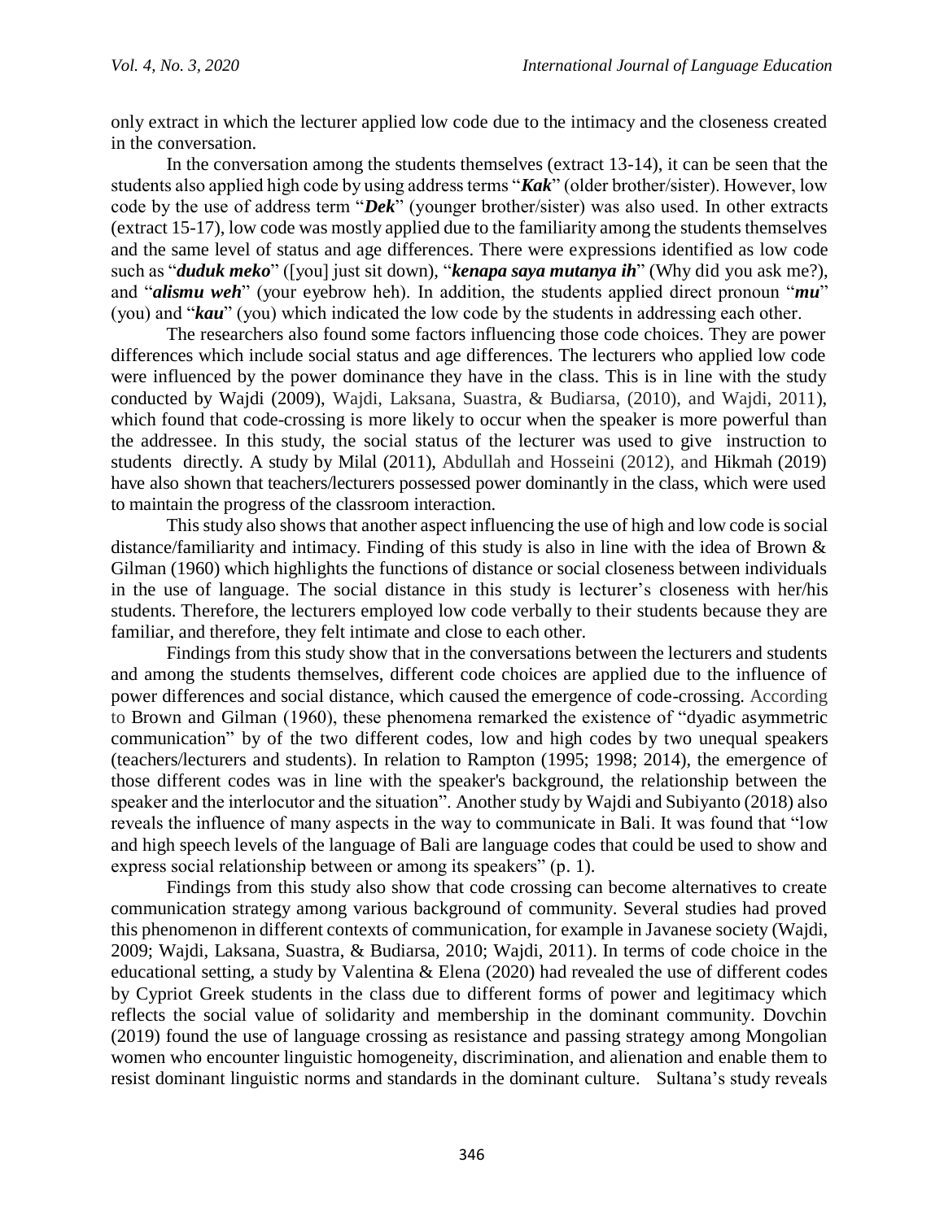only extract in which the lecturer applied low code due to the intimacy and the closeness created in the conversation.

In the conversation among the students themselves (extract 13-14), it can be seen that the students also applied high code by using address terms "***Kak***" (older brother/sister). However, low code by the use of address term "***Dek***" (younger brother/sister) was also used. In other extracts (extract 15-17), low code was mostly applied due to the familiarity among the students themselves and the same level of status and age differences. There were expressions identified as low code such as "***duduk meko***" ([you] just sit down), "***kenapa saya mutanya ih***" (Why did you ask me?), and "***alismu weh***" (your eyebrow heh). In addition, the students applied direct pronoun "***mu***" (you) and "***kau***" (you) which indicated the low code by the students in addressing each other.

The researchers also found some factors influencing those code choices. They are power differences which include social status and age differences. The lecturers who applied low code were influenced by the power dominance they have in the class. This is in line with the study conducted by Wajdi (2009), Wajdi, Laksana, Suastra, & Budiarsa, (2010), and Wajdi, 2011), which found that code-crossing is more likely to occur when the speaker is more powerful than the addressee. In this study, the social status of the lecturer was used to give instruction to students directly. A study by Milal (2011), Abdullah and Hosseini (2012), and Hikmah (2019) have also shown that teachers/lecturers possessed power dominantly in the class, which were used to maintain the progress of the classroom interaction.

This study also shows that another aspect influencing the use of high and low code is social distance/familiarity and intimacy. Finding of this study is also in line with the idea of Brown & Gilman (1960) which highlights the functions of distance or social closeness between individuals in the use of language. The social distance in this study is lecturer's closeness with her/his students. Therefore, the lecturers employed low code verbally to their students because they are familiar, and therefore, they felt intimate and close to each other.

Findings from this study show that in the conversations between the lecturers and students and among the students themselves, different code choices are applied due to the influence of power differences and social distance, which caused the emergence of code-crossing. According to Brown and Gilman (1960), these phenomena remarked the existence of "dyadic asymmetric communication" by of the two different codes, low and high codes by two unequal speakers (teachers/lecturers and students). In relation to Rampton (1995; 1998; 2014), the emergence of those different codes was in line with the speaker's background, the relationship between the speaker and the interlocutor and the situation". Another study by Wajdi and Subiyanto (2018) also reveals the influence of many aspects in the way to communicate in Bali. It was found that "low and high speech levels of the language of Bali are language codes that could be used to show and express social relationship between or among its speakers" (p. 1).

Findings from this study also show that code crossing can become alternatives to create communication strategy among various background of community. Several studies had proved this phenomenon in different contexts of communication, for example in Javanese society (Wajdi, 2009; Wajdi, Laksana, Suastra, & Budiarsa, 2010; Wajdi, 2011). In terms of code choice in the educational setting, a study by Valentina & Elena (2020) had revealed the use of different codes by Cypriot Greek students in the class due to different forms of power and legitimacy which reflects the social value of solidarity and membership in the dominant community. Dovchin (2019) found the use of language crossing as resistance and passing strategy among Mongolian women who encounter linguistic homogeneity, discrimination, and alienation and enable them to resist dominant linguistic norms and standards in the dominant culture. Sultana's study reveals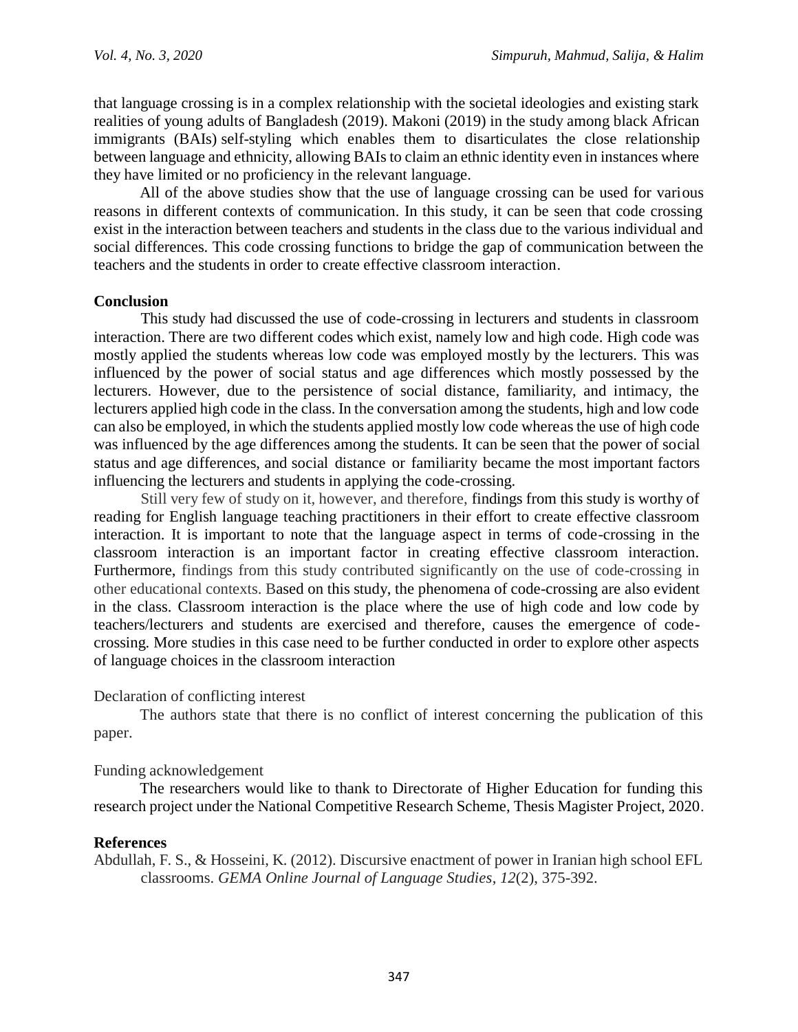that language crossing is in a complex relationship with the societal ideologies and existing stark realities of young adults of Bangladesh (2019). Makoni (2019) in the study among black African immigrants (BAIs) self-styling which enables them to disarticulates the close relationship between language and ethnicity, allowing BAIs to claim an ethnic identity even in instances where they have limited or no proficiency in the relevant language.

All of the above studies show that the use of language crossing can be used for various reasons in different contexts of communication. In this study, it can be seen that code crossing exist in the interaction between teachers and students in the class due to the various individual and social differences. This code crossing functions to bridge the gap of communication between the teachers and the students in order to create effective classroom interaction.

## Conclusion

This study had discussed the use of code-crossing in lecturers and students in classroom interaction. There are two different codes which exist, namely low and high code. High code was mostly applied the students whereas low code was employed mostly by the lecturers. This was influenced by the power of social status and age differences which mostly possessed by the lecturers. However, due to the persistence of social distance, familiarity, and intimacy, the lecturers applied high code in the class. In the conversation among the students, high and low code can also be employed, in which the students applied mostly low code whereas the use of high code was influenced by the age differences among the students. It can be seen that the power of social status and age differences, and social distance or familiarity became the most important factors influencing the lecturers and students in applying the code-crossing.

Still very few of study on it, however, and therefore, findings from this study is worthy of reading for English language teaching practitioners in their effort to create effective classroom interaction. It is important to note that the language aspect in terms of code-crossing in the classroom interaction is an important factor in creating effective classroom interaction. Furthermore, findings from this study contributed significantly on the use of code-crossing in other educational contexts. Based on this study, the phenomena of code-crossing are also evident in the class. Classroom interaction is the place where the use of high code and low code by teachers/lecturers and students are exercised and therefore, causes the emergence of code-crossing. More studies in this case need to be further conducted in order to explore other aspects of language choices in the classroom interaction

Declaration of conflicting interest

The authors state that there is no conflict of interest concerning the publication of this paper.

Funding acknowledgement

The researchers would like to thank to Directorate of Higher Education for funding this research project under the National Competitive Research Scheme, Thesis Magister Project, 2020.

## References

Abdullah, F. S., & Hosseini, K. (2012). Discursive enactment of power in Iranian high school EFL classrooms. *GEMA Online Journal of Language Studies*, *12*(2), 375-392.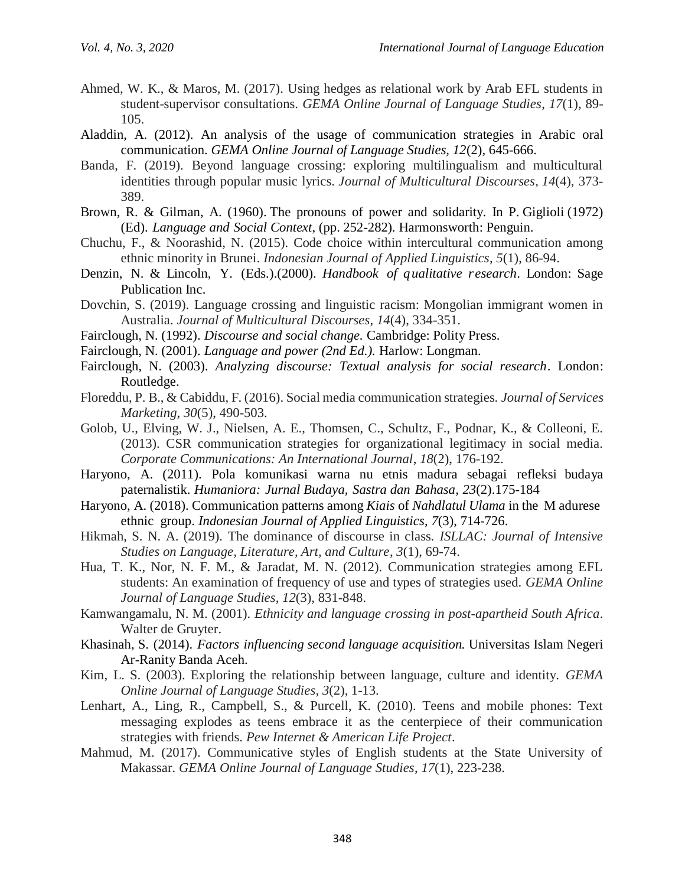Ahmed, W. K., & Maros, M. (2017). Using hedges as relational work by Arab EFL students in student-supervisor consultations. *GEMA Online Journal of Language Studies*, *17*(1), 89-105.

Aladdin, A. (2012). An analysis of the usage of communication strategies in Arabic oral communication. *GEMA Online Journal of Language Studies, 12*(2), 645-666.

Banda, F. (2019). Beyond language crossing: exploring multilingualism and multicultural identities through popular music lyrics. *Journal of Multicultural Discourses*, *14*(4), 373-389.

Brown, R. & Gilman, A. (1960). The pronouns of power and solidarity. In P. Giglioli (1972) (Ed). *Language and Social Context*, (pp. 252-282). Harmonsworth: Penguin.

Chuchu, F., & Noorashid, N. (2015). Code choice within intercultural communication among ethnic minority in Brunei. *Indonesian Journal of Applied Linguistics*, *5*(1), 86-94.

Denzin, N. & Lincoln, Y. (Eds.).(2000). *Handbook of qualitative research*. London: Sage Publication Inc.

Dovchin, S. (2019). Language crossing and linguistic racism: Mongolian immigrant women in Australia. *Journal of Multicultural Discourses*, *14*(4), 334-351.

Fairclough, N. (1992). *Discourse and social change.* Cambridge: Polity Press.

Fairclough, N. (2001). *Language and power (2nd Ed.).* Harlow: Longman.

Fairclough, N. (2003). *Analyzing discourse: Textual analysis for social research*. London: Routledge.

Floreddu, P. B., & Cabiddu, F. (2016). Social media communication strategies. *Journal of Services Marketing*, *30*(5), 490-503.

Golob, U., Elving, W. J., Nielsen, A. E., Thomsen, C., Schultz, F., Podnar, K., & Colleoni, E. (2013). CSR communication strategies for organizational legitimacy in social media. *Corporate Communications: An International Journal*, *18*(2), 176-192.

Haryono, A. (2011). Pola komunikasi warna nu etnis madura sebagai refleksi budaya paternalistik. *Humaniora: Jurnal Budaya, Sastra dan Bahasa, 23*(2).175-184

Haryono, A. (2018). Communication patterns among *Kiais* of *Nahdlatul Ulama* in the Madurese ethnic group. *Indonesian Journal of Applied Linguistics*, *7*(3), 714-726.

Hikmah, S. N. A. (2019). The dominance of discourse in class. *ISLLAC: Journal of Intensive Studies on Language, Literature, Art, and Culture*, *3*(1), 69-74.

Hua, T. K., Nor, N. F. M., & Jaradat, M. N. (2012). Communication strategies among EFL students: An examination of frequency of use and types of strategies used. *GEMA Online Journal of Language Studies*, *12*(3), 831-848.

Kamwangamalu, N. M. (2001). *Ethnicity and language crossing in post-apartheid South Africa*. Walter de Gruyter.

Khasinah, S. (2014). *Factors influencing second language acquisition.* Universitas Islam Negeri Ar-Ranity Banda Aceh.

Kim, L. S. (2003). Exploring the relationship between language, culture and identity. *GEMA Online Journal of Language Studies*, *3*(2), 1-13.

Lenhart, A., Ling, R., Campbell, S., & Purcell, K. (2010). Teens and mobile phones: Text messaging explodes as teens embrace it as the centerpiece of their communication strategies with friends. *Pew Internet & American Life Project*.

Mahmud, M. (2017). Communicative styles of English students at the State University of Makassar. *GEMA Online Journal of Language Studies*, *17*(1), 223-238.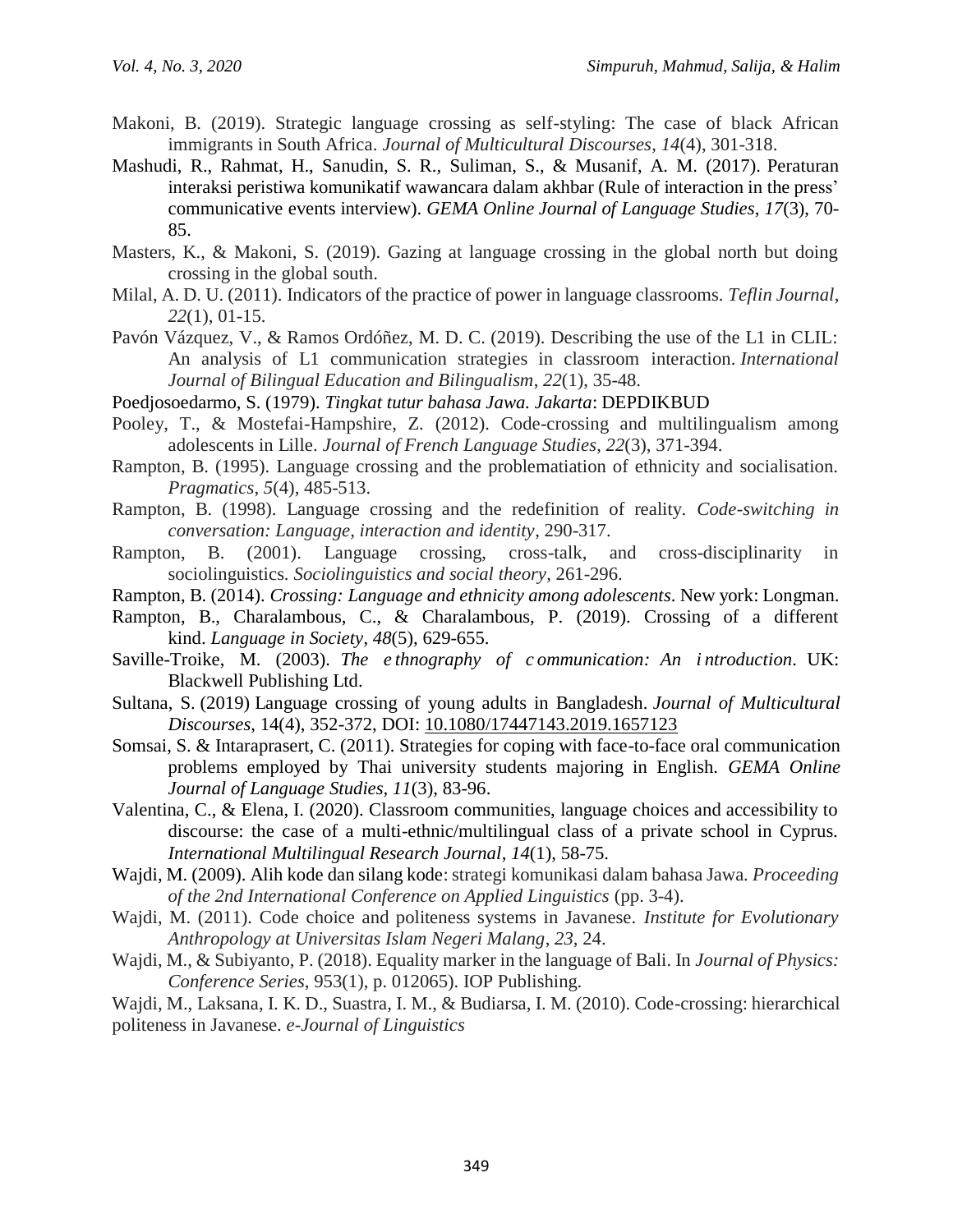Makoni, B. (2019). Strategic language crossing as self-styling: The case of black African immigrants in South Africa. *Journal of Multicultural Discourses*, *14*(4), 301-318.

Mashudi, R., Rahmat, H., Sanudin, S. R., Suliman, S., & Musanif, A. M. (2017). Peraturan interaksi peristiwa komunikatif wawancara dalam akhbar (Rule of interaction in the press' communicative events interview). *GEMA Online Journal of Language Studies*, *17*(3), 70-85.

Masters, K., & Makoni, S. (2019). Gazing at language crossing in the global north but doing crossing in the global south.

Milal, A. D. U. (2011). Indicators of the practice of power in language classrooms. *Teflin Journal*, *22*(1), 01-15.

Pavón Vázquez, V., & Ramos Ordóñez, M. D. C. (2019). Describing the use of the L1 in CLIL: An analysis of L1 communication strategies in classroom interaction. *International Journal of Bilingual Education and Bilingualism*, *22*(1), 35-48.

Poedjosoedarmo, S. (1979). *Tingkat tutur bahasa Jawa. Jakarta*: DEPDIKBUD

Pooley, T., & Mostefai-Hampshire, Z. (2012). Code-crossing and multilingualism among adolescents in Lille. *Journal of French Language Studies*, *22*(3), 371-394.

Rampton, B. (1995). Language crossing and the problematiation of ethnicity and socialisation. *Pragmatics*, *5*(4), 485-513.

Rampton, B. (1998). Language crossing and the redefinition of reality. *Code-switching in conversation: Language, interaction and identity*, 290-317.

Rampton, B. (2001). Language crossing, cross-talk, and cross-disciplinarity in sociolinguistics. *Sociolinguistics and social theory*, 261-296.

Rampton, B. (2014). *Crossing: Language and ethnicity among adolescents*. New york: Longman.

Rampton, B., Charalambous, C., & Charalambous, P. (2019). Crossing of a different kind. *Language in Society*, *48*(5), 629-655.

Saville-Troike, M. (2003). *The e thnography of c ommunication: An i ntroduction*. UK: Blackwell Publishing Ltd.

Sultana, S. (2019) Language crossing of young adults in Bangladesh. *Journal of Multicultural Discourses*, 14(4), 352-372, DOI: 10.1080/17447143.2019.1657123

Somsai, S. & Intaraprasert, C. (2011). Strategies for coping with face-to-face oral communication problems employed by Thai university students majoring in English. *GEMA Online Journal of Language Studies*, *11*(3), 83-96.

Valentina, C., & Elena, I. (2020). Classroom communities, language choices and accessibility to discourse: the case of a multi-ethnic/multilingual class of a private school in Cyprus. *International Multilingual Research Journal*, *14*(1), 58-75.

Wajdi, M. (2009). Alih kode dan silang kode: strategi komunikasi dalam bahasa Jawa. *Proceeding of the 2nd International Conference on Applied Linguistics* (pp. 3-4).

Wajdi, M. (2011). Code choice and politeness systems in Javanese. *Institute for Evolutionary Anthropology at Universitas Islam Negeri Malang*, *23*, 24.

Wajdi, M., & Subiyanto, P. (2018). Equality marker in the language of Bali. In *Journal of Physics: Conference Series*, 953(1), p. 012065). IOP Publishing.

Wajdi, M., Laksana, I. K. D., Suastra, I. M., & Budiarsa, I. M. (2010). Code-crossing: hierarchical politeness in Javanese. *e-Journal of Linguistics*